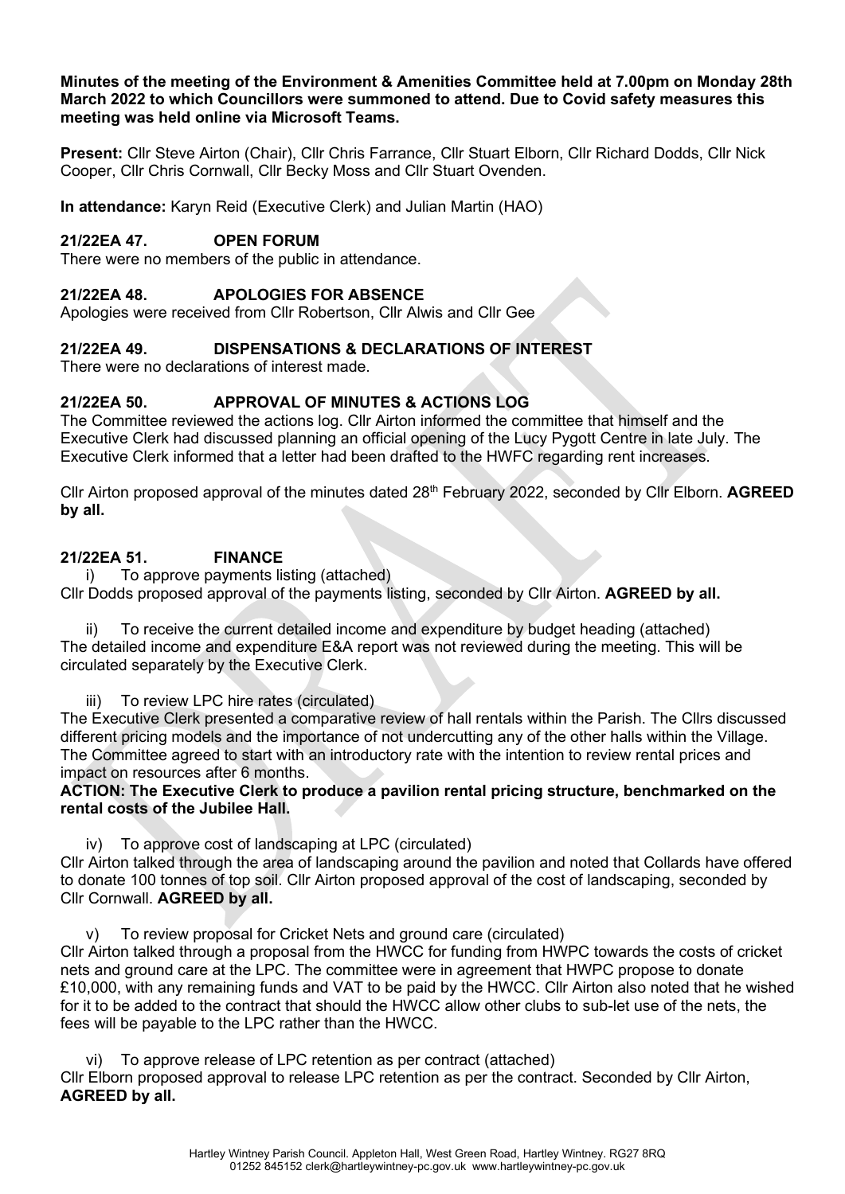**Minutes of the meeting of the Environment & Amenities Committee held at 7.00pm on Monday 28th March 2022 to which Councillors were summoned to attend. Due to Covid safety measures this meeting was held online via Microsoft Teams.**

**Present:** Cllr Steve Airton (Chair), Cllr Chris Farrance, Cllr Stuart Elborn, Cllr Richard Dodds, Cllr Nick Cooper, Cllr Chris Cornwall, Cllr Becky Moss and Cllr Stuart Ovenden.

**In attendance:** Karyn Reid (Executive Clerk) and Julian Martin (HAO)

### 21/22EA 47. OPEN FORUM

There were no members of the public in attendance.

### 21/22EA 48. APOLOGIES FOR ABSENCE

Apologies were received from Cllr Robertson, Cllr Alwis and Cllr Gee

### 21/22EA 49. DISPENSATIONS & DECLARATIONS OF INTEREST

There were no declarations of interest made.

### 21/22EA 50. APPROVAL OF MINUTES & ACTIONS LOG

The Committee reviewed the actions log. Cllr Airton informed the committee that himself and the Executive Clerk had discussed planning an official opening of the Lucy Pygott Centre in late July. The Executive Clerk informed that a letter had been drafted to the HWFC regarding rent increases.

Cllr Airton proposed approval of the minutes dated 28th February 2022, seconded by Cllr Elborn. **AGREED by all.**

### 21/22EA 51. FINANCE

i) To approve payments listing (attached)

Cllr Dodds proposed approval of the payments listing, seconded by Cllr Airton. **AGREED by all.**

ii) To receive the current detailed income and expenditure by budget heading (attached)

The detailed income and expenditure E&A report was not reviewed during the meeting. This will be circulated separately by the Executive Clerk.

iii) To review LPC hire rates (circulated)

The Executive Clerk presented a comparative review of hall rentals within the Parish. The Cllrs discussed different pricing models and the importance of not undercutting any of the other halls within the Village. The Committee agreed to start with an introductory rate with the intention to review rental prices and impact on resources after 6 months.

**ACTION: The Executive Clerk to produce a pavilion rental pricing structure, benchmarked on the rental costs of the Jubilee Hall.**

iv) To approve cost of landscaping at LPC (circulated)

Cllr Airton talked through the area of landscaping around the pavilion and noted that Collards have offered to donate 100 tonnes of top soil. Cllr Airton proposed approval of the cost of landscaping, seconded by Cllr Cornwall. **AGREED by all.**

v) To review proposal for Cricket Nets and ground care (circulated)

Cllr Airton talked through a proposal from the HWCC for funding from HWPC towards the costs of cricket nets and ground care at the LPC. The committee were in agreement that HWPC propose to donate £10,000, with any remaining funds and VAT to be paid by the HWCC. Cllr Airton also noted that he wished for it to be added to the contract that should the HWCC allow other clubs to sub-let use of the nets, the fees will be payable to the LPC rather than the HWCC.

vi) To approve release of LPC retention as per contract (attached)

Cllr Elborn proposed approval to release LPC retention as per the contract. Seconded by Cllr Airton, **AGREED by all.**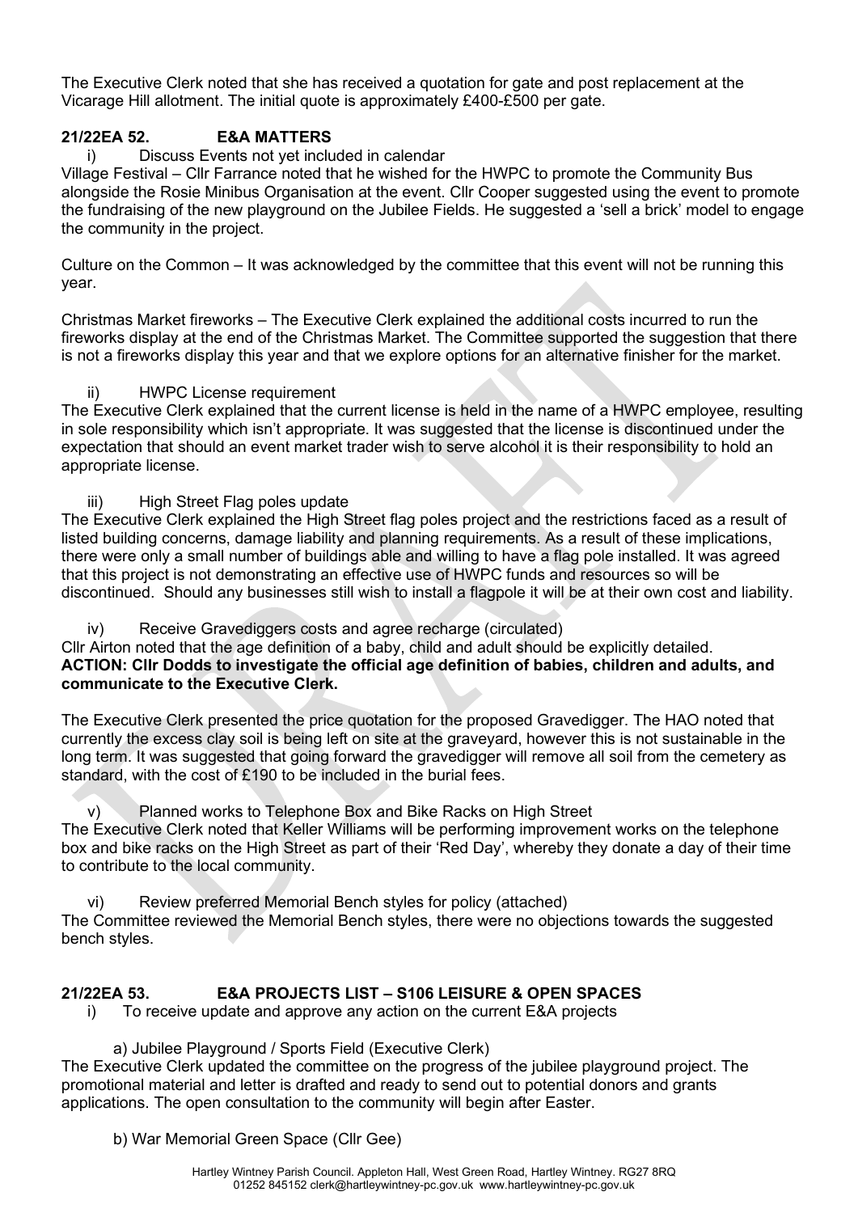The Executive Clerk noted that she has received a quotation for gate and post replacement at the Vicarage Hill allotment. The initial quote is approximately £400-£500 per gate.

**21/22EA 52. E&A MATTERS**

i) Discuss Events not yet included in calendar

Village Festival – Cllr Farrance noted that he wished for the HWPC to promote the Community Bus alongside the Rosie Minibus Organisation at the event. Cllr Cooper suggested using the event to promote the fundraising of the new playground on the Jubilee Fields. He suggested a 'sell a brick' model to engage the community in the project.

Culture on the Common – It was acknowledged by the committee that this event will not be running this year.

Christmas Market fireworks – The Executive Clerk explained the additional costs incurred to run the fireworks display at the end of the Christmas Market. The Committee supported the suggestion that there is not a fireworks display this year and that we explore options for an alternative finisher for the market.

ii) HWPC License requirement

The Executive Clerk explained that the current license is held in the name of a HWPC employee, resulting in sole responsibility which isn't appropriate. It was suggested that the license is discontinued under the expectation that should an event market trader wish to serve alcohol it is their responsibility to hold an appropriate license.

iii) High Street Flag poles update

The Executive Clerk explained the High Street flag poles project and the restrictions faced as a result of listed building concerns, damage liability and planning requirements. As a result of these implications, there were only a small number of buildings able and willing to have a flag pole installed. It was agreed that this project is not demonstrating an effective use of HWPC funds and resources so will be discontinued. Should any businesses still wish to install a flagpole it will be at their own cost and liability.

iv) Receive Gravediggers costs and agree recharge (circulated)

Cllr Airton noted that the age definition of a baby, child and adult should be explicitly detailed.

**ACTION: Cllr Dodds to investigate the official age definition of babies, children and adults, and communicate to the Executive Clerk.**

The Executive Clerk presented the price quotation for the proposed Gravedigger. The HAO noted that currently the excess clay soil is being left on site at the graveyard, however this is not sustainable in the long term. It was suggested that going forward the gravedigger will remove all soil from the cemetery as standard, with the cost of £190 to be included in the burial fees.

v) Planned works to Telephone Box and Bike Racks on High Street

The Executive Clerk noted that Keller Williams will be performing improvement works on the telephone box and bike racks on the High Street as part of their 'Red Day', whereby they donate a day of their time to contribute to the local community.

vi) Review preferred Memorial Bench styles for policy (attached)

The Committee reviewed the Memorial Bench styles, there were no objections towards the suggested bench styles.

**21/22EA 53. E&A PROJECTS LIST – S106 LEISURE & OPEN SPACES**

i) To receive update and approve any action on the current E&A projects

a) Jubilee Playground / Sports Field (Executive Clerk)

The Executive Clerk updated the committee on the progress of the jubilee playground project. The promotional material and letter is drafted and ready to send out to potential donors and grants applications. The open consultation to the community will begin after Easter.

b) War Memorial Green Space (Cllr Gee)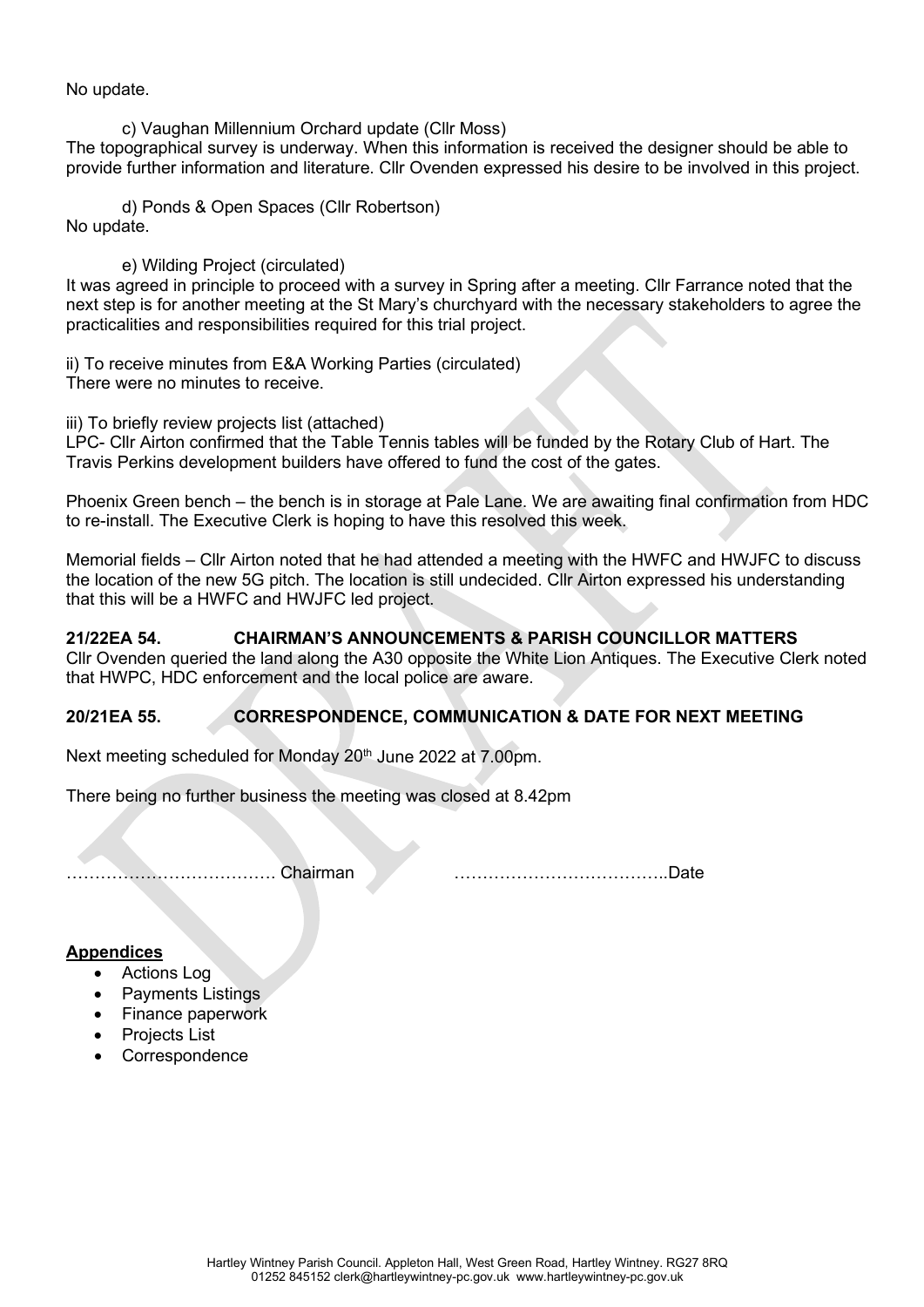No update.

c) Vaughan Millennium Orchard update (Cllr Moss)

The topographical survey is underway. When this information is received the designer should be able to provide further information and literature. Cllr Ovenden expressed his desire to be involved in this project.

d) Ponds & Open Spaces (Cllr Robertson)

No update.

e) Wilding Project (circulated)

It was agreed in principle to proceed with a survey in Spring after a meeting. Cllr Farrance noted that the next step is for another meeting at the St Mary's churchyard with the necessary stakeholders to agree the practicalities and responsibilities required for this trial project.

ii) To receive minutes from E&A Working Parties (circulated)

There were no minutes to receive.

iii) To briefly review projects list (attached)

LPC- Cllr Airton confirmed that the Table Tennis tables will be funded by the Rotary Club of Hart. The Travis Perkins development builders have offered to fund the cost of the gates.

Phoenix Green bench – the bench is in storage at Pale Lane. We are awaiting final confirmation from HDC to re-install. The Executive Clerk is hoping to have this resolved this week.

Memorial fields – Cllr Airton noted that he had attended a meeting with the HWFC and HWJFC to discuss the location of the new 5G pitch. The location is still undecided. Cllr Airton expressed his understanding that this will be a HWFC and HWJFC led project.

**21/22EA 54. CHAIRMAN'S ANNOUNCEMENTS & PARISH COUNCILLOR MATTERS**

Cllr Ovenden queried the land along the A30 opposite the White Lion Antiques. The Executive Clerk noted that HWPC, HDC enforcement and the local police are aware.

**20/21EA 55. CORRESPONDENCE, COMMUNICATION & DATE FOR NEXT MEETING**

Next meeting scheduled for Monday 20th June 2022 at 7.00pm.

There being no further business the meeting was closed at 8.42pm

……………………………… Chairman ………………………………..Date

**Appendices**

- Actions Log
- Payments Listings
- Finance paperwork
- Projects List
- Correspondence

Hartley Wintney Parish Council. Appleton Hall, West Green Road, Hartley Wintney. RG27 8RQ
01252 845152 clerk@hartleywintney-pc.gov.uk www.hartleywintney-pc.gov.uk